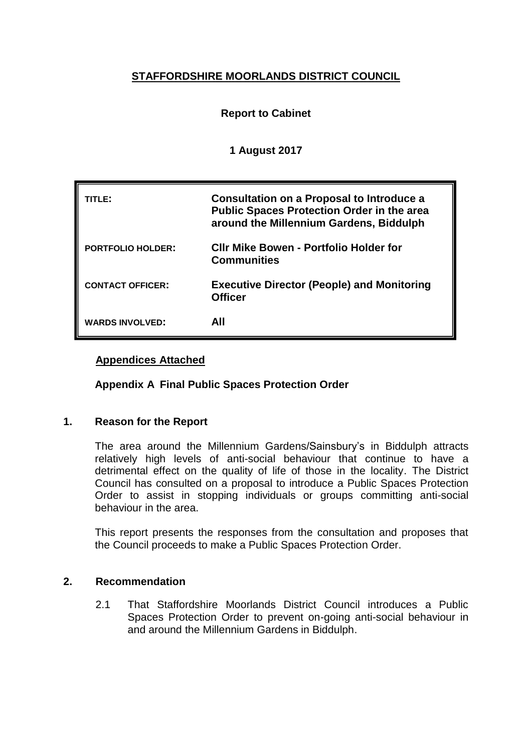# STAFFORDSHIRE MOORLANDS DISTRICT COUNCIL

**Report to Cabinet**

**1 August 2017**

| | |
|---|---|
| **TITLE:** | **Consultation on a Proposal to Introduce a Public Spaces Protection Order in the area around the Millennium Gardens, Biddulph** |
| **PORTFOLIO HOLDER:** | **Cllr Mike Bowen - Portfolio Holder for Communities** |
| **CONTACT OFFICER:** | **Executive Director (People) and Monitoring Officer** |
| **WARDS INVOLVED:** | **All** |

**Appendices Attached**

**Appendix A Final Public Spaces Protection Order**

## 1. Reason for the Report

The area around the Millennium Gardens/Sainsbury's in Biddulph attracts relatively high levels of anti-social behaviour that continue to have a detrimental effect on the quality of life of those in the locality. The District Council has consulted on a proposal to introduce a Public Spaces Protection Order to assist in stopping individuals or groups committing anti-social behaviour in the area.

This report presents the responses from the consultation and proposes that the Council proceeds to make a Public Spaces Protection Order.

## 2. Recommendation

2.1 That Staffordshire Moorlands District Council introduces a Public Spaces Protection Order to prevent on-going anti-social behaviour in and around the Millennium Gardens in Biddulph.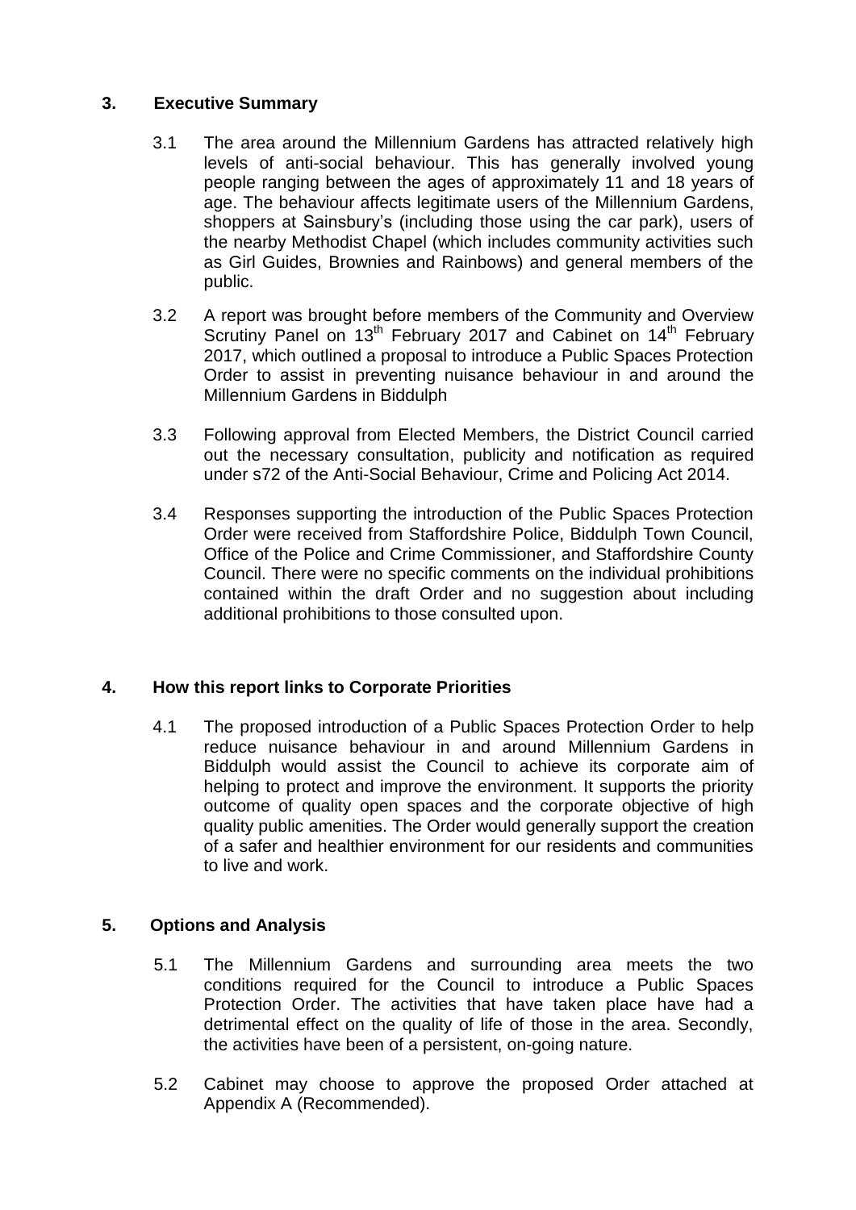## 3. Executive Summary

3.1 The area around the Millennium Gardens has attracted relatively high levels of anti-social behaviour. This has generally involved young people ranging between the ages of approximately 11 and 18 years of age. The behaviour affects legitimate users of the Millennium Gardens, shoppers at Sainsbury's (including those using the car park), users of the nearby Methodist Chapel (which includes community activities such as Girl Guides, Brownies and Rainbows) and general members of the public.

3.2 A report was brought before members of the Community and Overview Scrutiny Panel on 13th February 2017 and Cabinet on 14th February 2017, which outlined a proposal to introduce a Public Spaces Protection Order to assist in preventing nuisance behaviour in and around the Millennium Gardens in Biddulph

3.3 Following approval from Elected Members, the District Council carried out the necessary consultation, publicity and notification as required under s72 of the Anti-Social Behaviour, Crime and Policing Act 2014.

3.4 Responses supporting the introduction of the Public Spaces Protection Order were received from Staffordshire Police, Biddulph Town Council, Office of the Police and Crime Commissioner, and Staffordshire County Council. There were no specific comments on the individual prohibitions contained within the draft Order and no suggestion about including additional prohibitions to those consulted upon.

## 4. How this report links to Corporate Priorities

4.1 The proposed introduction of a Public Spaces Protection Order to help reduce nuisance behaviour in and around Millennium Gardens in Biddulph would assist the Council to achieve its corporate aim of helping to protect and improve the environment. It supports the priority outcome of quality open spaces and the corporate objective of high quality public amenities. The Order would generally support the creation of a safer and healthier environment for our residents and communities to live and work.

## 5. Options and Analysis

5.1 The Millennium Gardens and surrounding area meets the two conditions required for the Council to introduce a Public Spaces Protection Order. The activities that have taken place have had a detrimental effect on the quality of life of those in the area. Secondly, the activities have been of a persistent, on-going nature.

5.2 Cabinet may choose to approve the proposed Order attached at Appendix A (Recommended).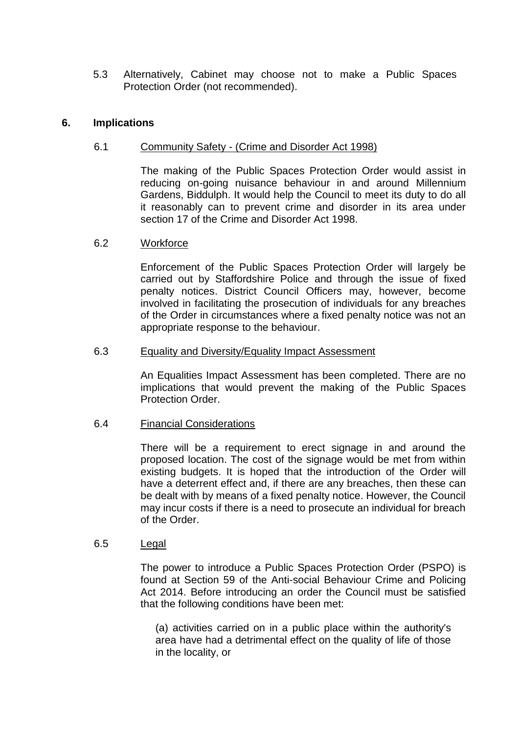5.3 Alternatively, Cabinet may choose not to make a Public Spaces Protection Order (not recommended).

## 6. Implications

### 6.1 Community Safety - (Crime and Disorder Act 1998)

The making of the Public Spaces Protection Order would assist in reducing on-going nuisance behaviour in and around Millennium Gardens, Biddulph. It would help the Council to meet its duty to do all it reasonably can to prevent crime and disorder in its area under section 17 of the Crime and Disorder Act 1998.

### 6.2 Workforce

Enforcement of the Public Spaces Protection Order will largely be carried out by Staffordshire Police and through the issue of fixed penalty notices. District Council Officers may, however, become involved in facilitating the prosecution of individuals for any breaches of the Order in circumstances where a fixed penalty notice was not an appropriate response to the behaviour.

### 6.3 Equality and Diversity/Equality Impact Assessment

An Equalities Impact Assessment has been completed. There are no implications that would prevent the making of the Public Spaces Protection Order.

### 6.4 Financial Considerations

There will be a requirement to erect signage in and around the proposed location. The cost of the signage would be met from within existing budgets. It is hoped that the introduction of the Order will have a deterrent effect and, if there are any breaches, then these can be dealt with by means of a fixed penalty notice. However, the Council may incur costs if there is a need to prosecute an individual for breach of the Order.

### 6.5 Legal

The power to introduce a Public Spaces Protection Order (PSPO) is found at Section 59 of the Anti-social Behaviour Crime and Policing Act 2014. Before introducing an order the Council must be satisfied that the following conditions have been met:

(a) activities carried on in a public place within the authority's area have had a detrimental effect on the quality of life of those in the locality, or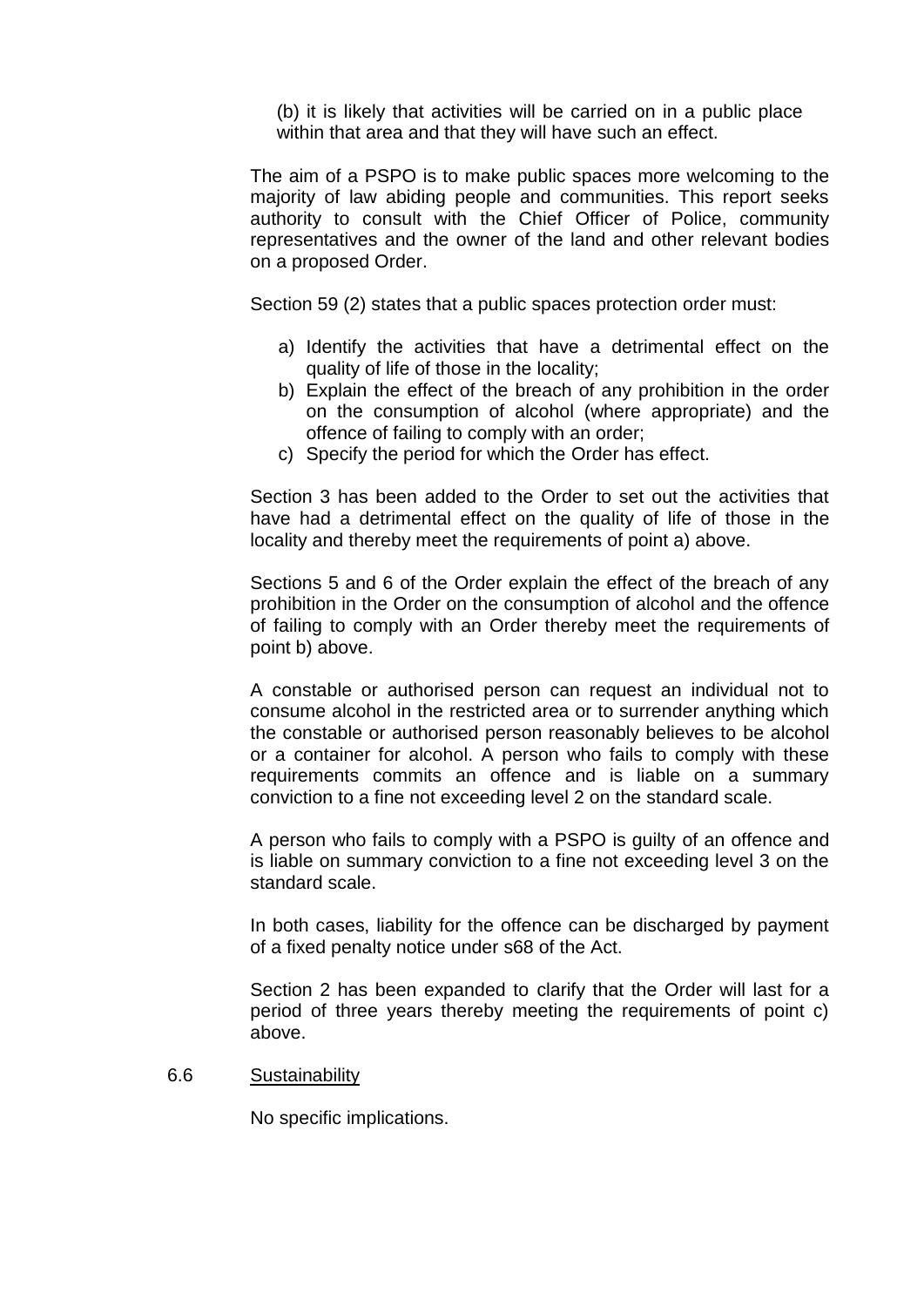(b) it is likely that activities will be carried on in a public place within that area and that they will have such an effect.

The aim of a PSPO is to make public spaces more welcoming to the majority of law abiding people and communities. This report seeks authority to consult with the Chief Officer of Police, community representatives and the owner of the land and other relevant bodies on a proposed Order.

Section 59 (2) states that a public spaces protection order must:

a) Identify the activities that have a detrimental effect on the quality of life of those in the locality;
b) Explain the effect of the breach of any prohibition in the order on the consumption of alcohol (where appropriate) and the offence of failing to comply with an order;
c) Specify the period for which the Order has effect.

Section 3 has been added to the Order to set out the activities that have had a detrimental effect on the quality of life of those in the locality and thereby meet the requirements of point a) above.

Sections 5 and 6 of the Order explain the effect of the breach of any prohibition in the Order on the consumption of alcohol and the offence of failing to comply with an Order thereby meet the requirements of point b) above.

A constable or authorised person can request an individual not to consume alcohol in the restricted area or to surrender anything which the constable or authorised person reasonably believes to be alcohol or a container for alcohol. A person who fails to comply with these requirements commits an offence and is liable on a summary conviction to a fine not exceeding level 2 on the standard scale.

A person who fails to comply with a PSPO is guilty of an offence and is liable on summary conviction to a fine not exceeding level 3 on the standard scale.

In both cases, liability for the offence can be discharged by payment of a fixed penalty notice under s68 of the Act.

Section 2 has been expanded to clarify that the Order will last for a period of three years thereby meeting the requirements of point c) above.

6.6 Sustainability

No specific implications.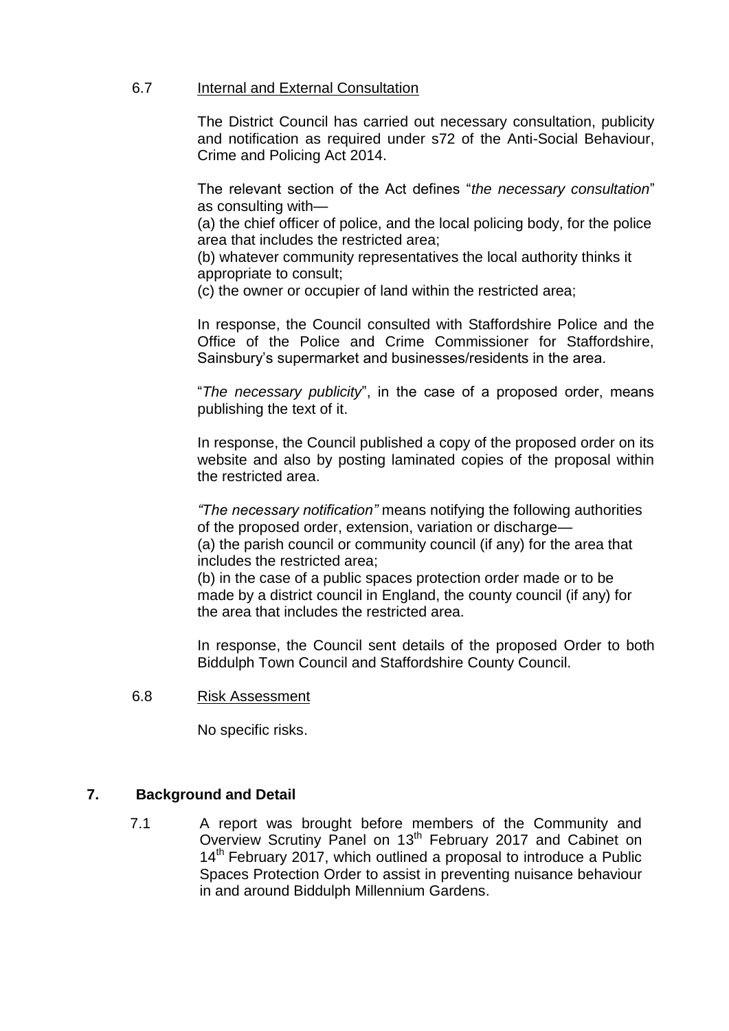6.7 Internal and External Consultation

The District Council has carried out necessary consultation, publicity and notification as required under s72 of the Anti-Social Behaviour, Crime and Policing Act 2014.

The relevant section of the Act defines "*the necessary consultation*" as consulting with—
(a) the chief officer of police, and the local policing body, for the police area that includes the restricted area;
(b) whatever community representatives the local authority thinks it appropriate to consult;
(c) the owner or occupier of land within the restricted area;

In response, the Council consulted with Staffordshire Police and the Office of the Police and Crime Commissioner for Staffordshire, Sainsbury's supermarket and businesses/residents in the area.

"*The necessary publicity*", in the case of a proposed order, means publishing the text of it.

In response, the Council published a copy of the proposed order on its website and also by posting laminated copies of the proposal within the restricted area.

*"The necessary notification"* means notifying the following authorities of the proposed order, extension, variation or discharge—
(a) the parish council or community council (if any) for the area that includes the restricted area;
(b) in the case of a public spaces protection order made or to be made by a district council in England, the county council (if any) for the area that includes the restricted area.

In response, the Council sent details of the proposed Order to both Biddulph Town Council and Staffordshire County Council.

6.8 Risk Assessment

No specific risks.

## 7. Background and Detail

7.1 A report was brought before members of the Community and Overview Scrutiny Panel on 13th February 2017 and Cabinet on 14th February 2017, which outlined a proposal to introduce a Public Spaces Protection Order to assist in preventing nuisance behaviour in and around Biddulph Millennium Gardens.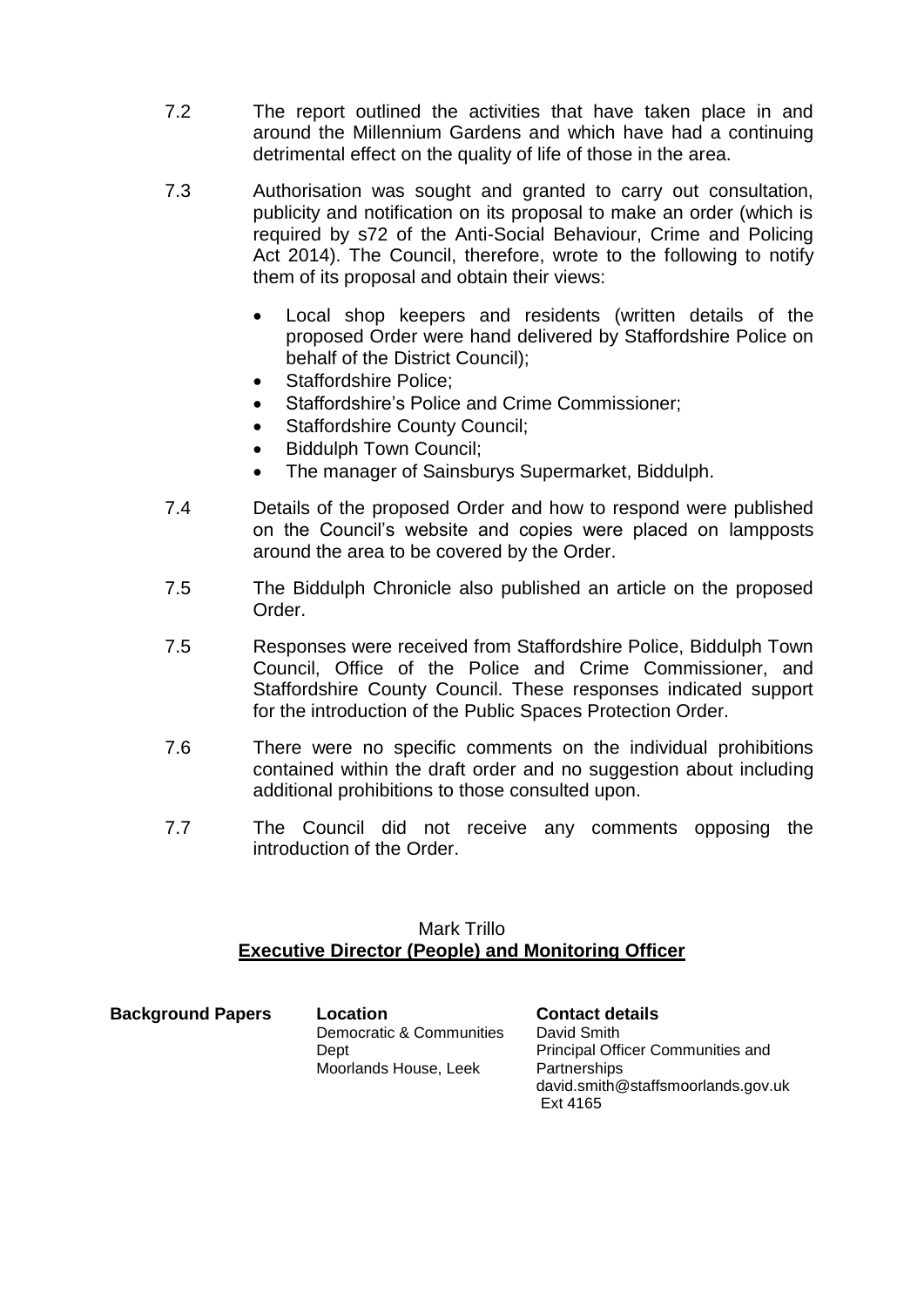7.2 The report outlined the activities that have taken place in and around the Millennium Gardens and which have had a continuing detrimental effect on the quality of life of those in the area.

7.3 Authorisation was sought and granted to carry out consultation, publicity and notification on its proposal to make an order (which is required by s72 of the Anti-Social Behaviour, Crime and Policing Act 2014). The Council, therefore, wrote to the following to notify them of its proposal and obtain their views:

- Local shop keepers and residents (written details of the proposed Order were hand delivered by Staffordshire Police on behalf of the District Council);
- Staffordshire Police;
- Staffordshire's Police and Crime Commissioner;
- Staffordshire County Council;
- Biddulph Town Council;
- The manager of Sainsburys Supermarket, Biddulph.

7.4 Details of the proposed Order and how to respond were published on the Council's website and copies were placed on lampposts around the area to be covered by the Order.

7.5 The Biddulph Chronicle also published an article on the proposed Order.

7.5 Responses were received from Staffordshire Police, Biddulph Town Council, Office of the Police and Crime Commissioner, and Staffordshire County Council. These responses indicated support for the introduction of the Public Spaces Protection Order.

7.6 There were no specific comments on the individual prohibitions contained within the draft order and no suggestion about including additional prohibitions to those consulted upon.

7.7 The Council did not receive any comments opposing the introduction of the Order.

Mark Trillo
**Executive Director (People) and Monitoring Officer**

| **Background Papers** | **Location** | **Contact details** |
|---|---|---|
| | Democratic & Communities Dept<br>Moorlands House, Leek | David Smith<br>Principal Officer Communities and Partnerships<br>david.smith@staffsmoorlands.gov.uk<br>Ext 4165 |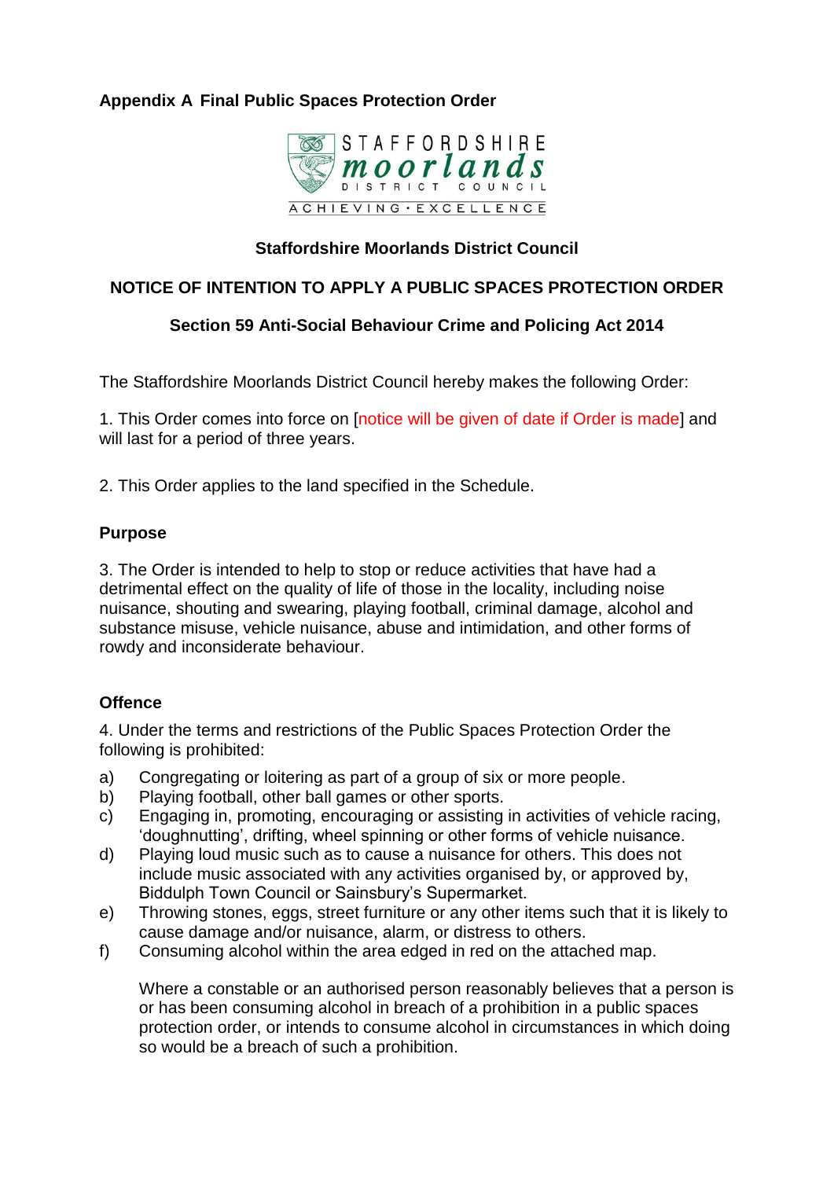**Appendix A Final Public Spaces Protection Order**

STAFFORDSHIRE
moorlands
DISTRICT COUNCIL
ACHIEVING · EXCELLENCE

**Staffordshire Moorlands District Council**

**NOTICE OF INTENTION TO APPLY A PUBLIC SPACES PROTECTION ORDER**

**Section 59 Anti-Social Behaviour Crime and Policing Act 2014**

The Staffordshire Moorlands District Council hereby makes the following Order:

1. This Order comes into force on [notice will be given of date if Order is made] and will last for a period of three years.

2. This Order applies to the land specified in the Schedule.

### Purpose

3. The Order is intended to help to stop or reduce activities that have had a detrimental effect on the quality of life of those in the locality, including noise nuisance, shouting and swearing, playing football, criminal damage, alcohol and substance misuse, vehicle nuisance, abuse and intimidation, and other forms of rowdy and inconsiderate behaviour.

### Offence

4. Under the terms and restrictions of the Public Spaces Protection Order the following is prohibited:

a) Congregating or loitering as part of a group of six or more people.
b) Playing football, other ball games or other sports.
c) Engaging in, promoting, encouraging or assisting in activities of vehicle racing, 'doughnutting', drifting, wheel spinning or other forms of vehicle nuisance.
d) Playing loud music such as to cause a nuisance for others. This does not include music associated with any activities organised by, or approved by, Biddulph Town Council or Sainsbury's Supermarket.
e) Throwing stones, eggs, street furniture or any other items such that it is likely to cause damage and/or nuisance, alarm, or distress to others.
f) Consuming alcohol within the area edged in red on the attached map.

   Where a constable or an authorised person reasonably believes that a person is or has been consuming alcohol in breach of a prohibition in a public spaces protection order, or intends to consume alcohol in circumstances in which doing so would be a breach of such a prohibition.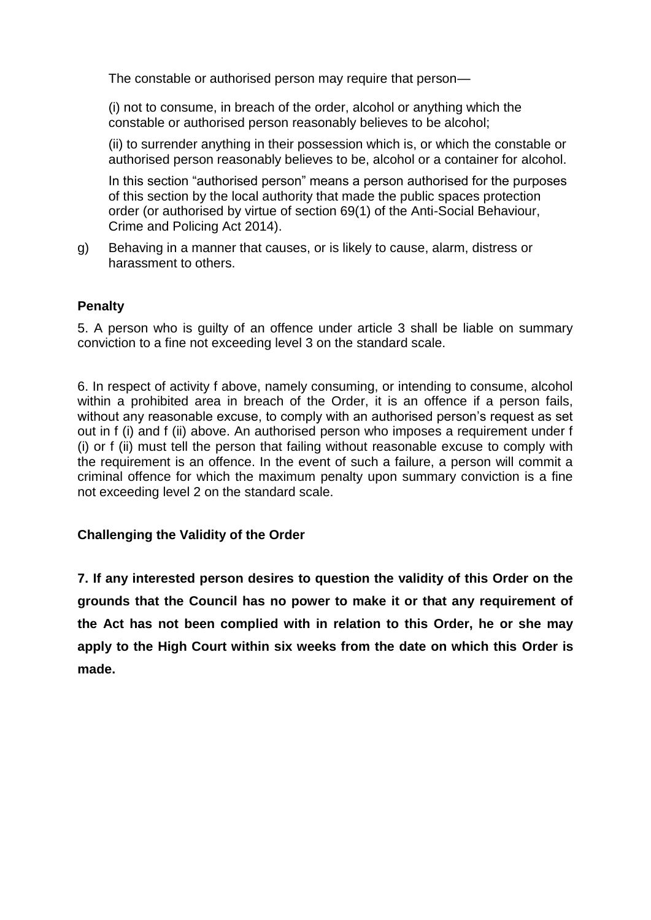The constable or authorised person may require that person—

(i) not to consume, in breach of the order, alcohol or anything which the constable or authorised person reasonably believes to be alcohol;

(ii) to surrender anything in their possession which is, or which the constable or authorised person reasonably believes to be, alcohol or a container for alcohol.

In this section "authorised person" means a person authorised for the purposes of this section by the local authority that made the public spaces protection order (or authorised by virtue of section 69(1) of the Anti-Social Behaviour, Crime and Policing Act 2014).

g) Behaving in a manner that causes, or is likely to cause, alarm, distress or harassment to others.

**Penalty**

5. A person who is guilty of an offence under article 3 shall be liable on summary conviction to a fine not exceeding level 3 on the standard scale.

6. In respect of activity f above, namely consuming, or intending to consume, alcohol within a prohibited area in breach of the Order, it is an offence if a person fails, without any reasonable excuse, to comply with an authorised person's request as set out in f (i) and f (ii) above. An authorised person who imposes a requirement under f (i) or f (ii) must tell the person that failing without reasonable excuse to comply with the requirement is an offence. In the event of such a failure, a person will commit a criminal offence for which the maximum penalty upon summary conviction is a fine not exceeding level 2 on the standard scale.

**Challenging the Validity of the Order**

**7. If any interested person desires to question the validity of this Order on the grounds that the Council has no power to make it or that any requirement of the Act has not been complied with in relation to this Order, he or she may apply to the High Court within six weeks from the date on which this Order is made.**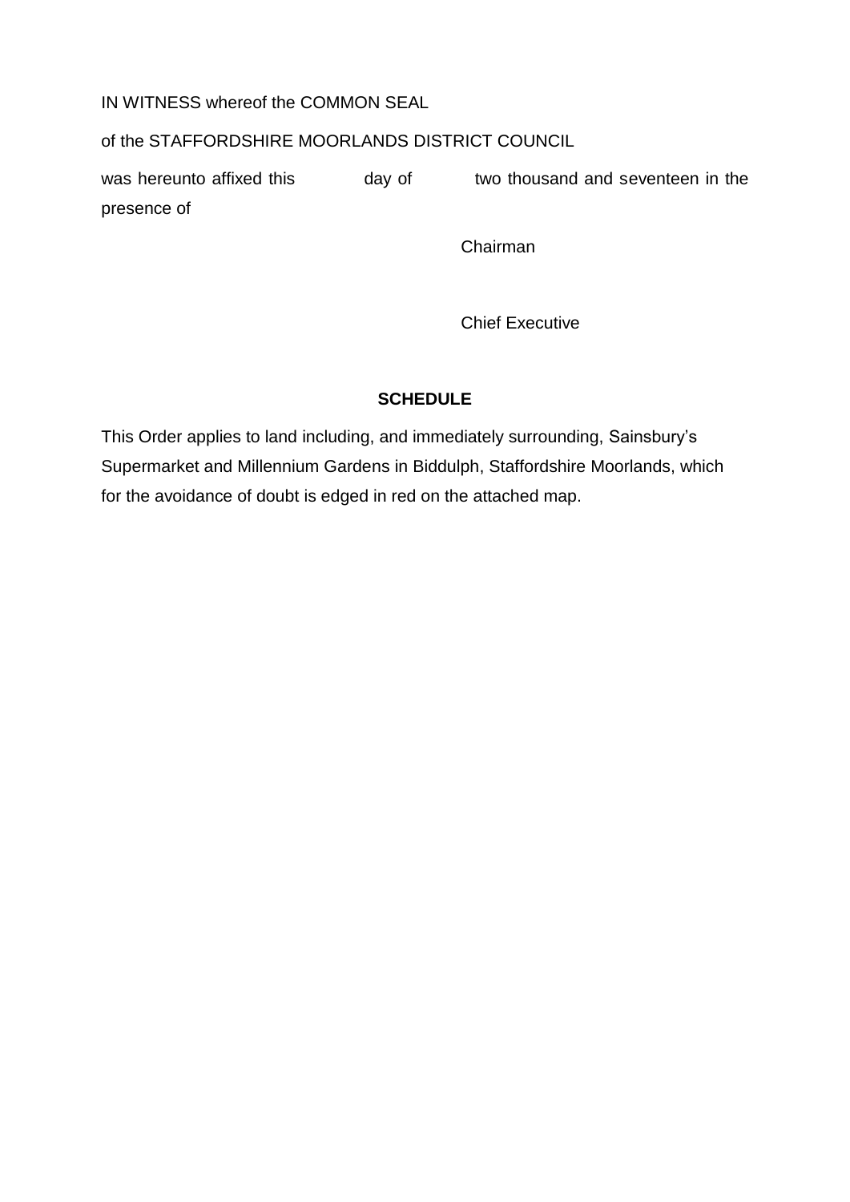IN WITNESS whereof the COMMON SEAL

of the STAFFORDSHIRE MOORLANDS DISTRICT COUNCIL

was hereunto affixed this day of two thousand and seventeen in the presence of

Chairman

Chief Executive

**SCHEDULE**

This Order applies to land including, and immediately surrounding, Sainsbury's Supermarket and Millennium Gardens in Biddulph, Staffordshire Moorlands, which for the avoidance of doubt is edged in red on the attached map.